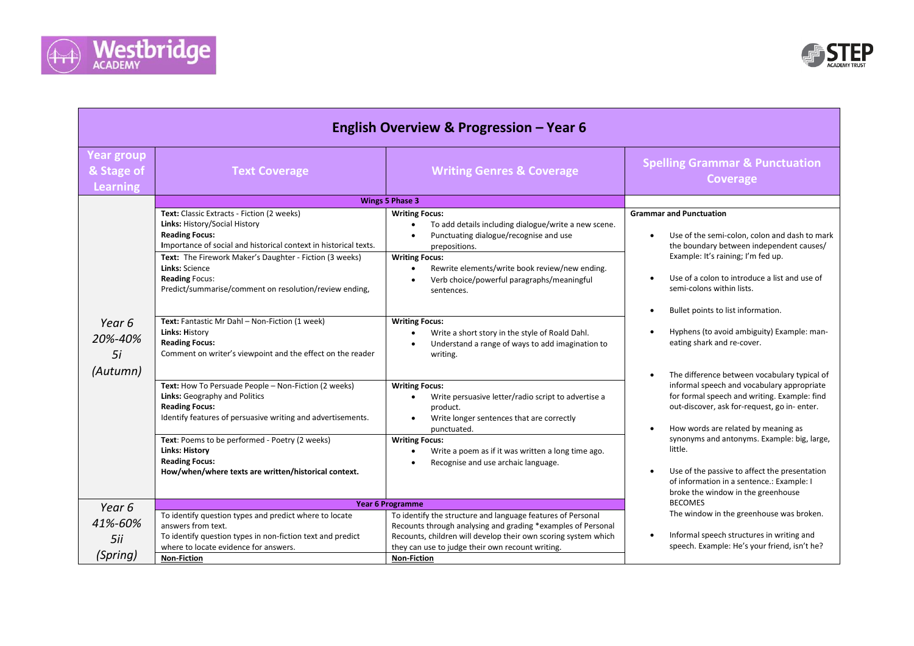Westbridge ACADEMY

STEP ACADEMY TRUST

# English Overview & Progression – Year 6

| Year group & Stage of Learning | Text Coverage | Writing Genres & Coverage | Spelling Grammar & Punctuation Coverage |
|---|---|---|---|
| | **Wings 5 Phase 3** | | |
| *Year 6 20%-40% 5i (Autumn)* | **Text:** Classic Extracts - Fiction (2 weeks)<br>**Links:** History/Social History<br>**Reading Focus:**<br>**I**mportance of social and historical context in historical texts. | **Writing Focus:**<br>• To add details including dialogue/write a new scene.<br>• Punctuating dialogue/recognise and use prepositions. | **Grammar and Punctuation**<br>• Use of the semi-colon, colon and dash to mark the boundary between independent causes/ Example: It's raining; I'm fed up.<br>• Use of a colon to introduce a list and use of semi-colons within lists.<br>• Bullet points to list information.<br>• Hyphens (to avoid ambiguity) Example: man-eating shark and re-cover.<br>• The difference between vocabulary typical of informal speech and vocabulary appropriate for formal speech and writing. Example: find out-discover, ask for-request, go in- enter.<br>• How words are related by meaning as synonyms and antonyms. Example: big, large, little.<br>• Use of the passive to affect the presentation of information in a sentence.: Example: I broke the window in the greenhouse BECOMES The window in the greenhouse was broken.<br>• Informal speech structures in writing and speech. Example: He's your friend, isn't he? |
| | **Text:** The Firework Maker's Daughter - Fiction (3 weeks)<br>**Links:** Science<br>**Reading** Focus:<br>Predict/summarise/comment on resolution/review ending, | **Writing Focus:**<br>• Rewrite elements/write book review/new ending.<br>• Verb choice/powerful paragraphs/meaningful sentences. | |
| | **Text:** Fantastic Mr Dahl – Non-Fiction (1 week)<br>**Links:** **H**istory<br>**Reading Focus:**<br>Comment on writer's viewpoint and the effect on the reader | **Writing Focus:**<br>• Write a short story in the style of Roald Dahl.<br>• Understand a range of ways to add imagination to writing. | |
| | **Text:** How To Persuade People – Non-Fiction (2 weeks)<br>**Links:** Geography and Politics<br>**Reading Focus:**<br>Identify features of persuasive writing and advertisements. | **Writing Focus:**<br>• Write persuasive letter/radio script to advertise a product.<br>• Write longer sentences that are correctly punctuated. | |
| | **Text**: Poems to be performed - Poetry (2 weeks)<br>**Links: History**<br>**Reading Focus:**<br>**How/when/where texts are written/historical context.** | **Writing Focus:**<br>• Write a poem as if it was written a long time ago.<br>• Recognise and use archaic language. | |
| *Year 6 41%-60% 5ii (Spring)* | **Year 6 Programme** | | |
| | To identify question types and predict where to locate answers from text.<br>To identify question types in non-fiction text and predict where to locate evidence for answers. | To identify the structure and language features of Personal Recounts through analysing and grading *examples of Personal Recounts, children will develop their own scoring system which they can use to judge their own recount writing. | |
| | <u>**Non-Fiction**</u> | <u>**Non-Fiction**</u> | |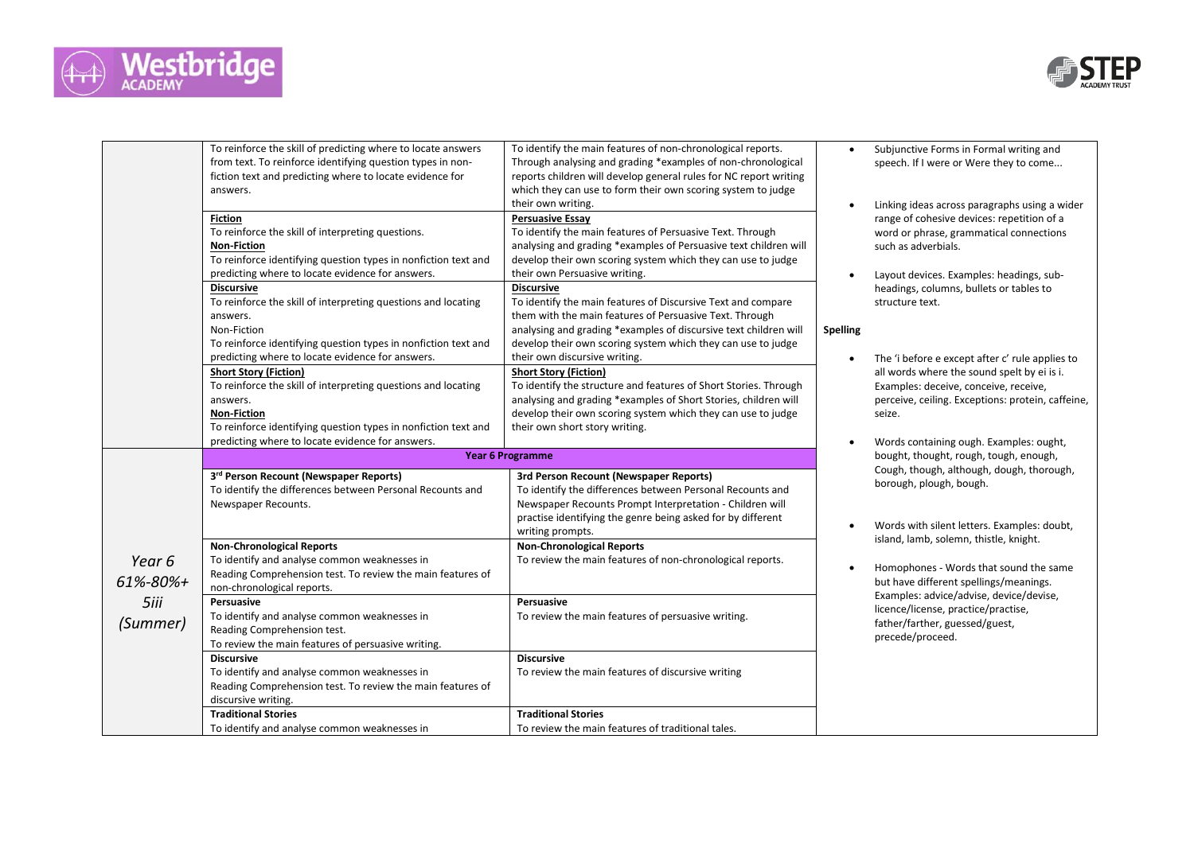| | | | |
|---|---|---|---|
| | To reinforce the skill of predicting where to locate answers from text. To reinforce identifying question types in non-fiction text and predicting where to locate evidence for answers. | To identify the main features of non-chronological reports. Through analysing and grading *examples of non-chronological reports children will develop general rules for NC report writing which they can use to form their own scoring system to judge their own writing. | • Subjunctive Forms in Formal writing and speech. If I were or Were they to come... <br><br> • Linking ideas across paragraphs using a wider range of cohesive devices: repetition of a word or phrase, grammatical connections such as adverbials. <br><br> • Layout devices. Examples: headings, sub-headings, columns, bullets or tables to structure text. <br><br> **Spelling** <br><br> • The 'i before e except after c' rule applies to all words where the sound spelt by ei is i. Examples: deceive, conceive, receive, perceive, ceiling. Exceptions: protein, caffeine, seize. <br><br> • Words containing ough. Examples: ought, bought, thought, rough, tough, enough, Cough, though, although, dough, thorough, borough, plough, bough. <br><br> • Words with silent letters. Examples: doubt, island, lamb, solemn, thistle, knight. <br><br> • Homophones - Words that sound the same but have different spellings/meanings. Examples: advice/advise, device/devise, licence/license, practice/practise, father/farther, guessed/guest, precede/proceed. |
| | **Fiction** <br> To reinforce the skill of interpreting questions. <br> **Non-Fiction** <br> To reinforce identifying question types in nonfiction text and predicting where to locate evidence for answers. | **Persuasive Essay** <br> To identify the main features of Persuasive Text. Through analysing and grading *examples of Persuasive text children will develop their own scoring system which they can use to judge their own Persuasive writing. | |
| | **Discursive** <br> To reinforce the skill of interpreting questions and locating answers. <br> Non-Fiction <br> To reinforce identifying question types in nonfiction text and predicting where to locate evidence for answers. | **Discursive** <br> To identify the main features of Discursive Text and compare them with the main features of Persuasive Text. Through analysing and grading *examples of discursive text children will develop their own scoring system which they can use to judge their own discursive writing. | |
| | **Short Story (Fiction)** <br> To reinforce the skill of interpreting questions and locating answers. <br> **Non-Fiction** <br> To reinforce identifying question types in nonfiction text and predicting where to locate evidence for answers. | **Short Story (Fiction)** <br> To identify the structure and features of Short Stories. Through analysing and grading *examples of Short Stories, children will develop their own scoring system which they can use to judge their own short story writing. | |
| *Year 6 61%-80%+ 5iii (Summer)* | **Year 6 Programme** | | |
| | **3rd Person Recount (Newspaper Reports)** <br> To identify the differences between Personal Recounts and Newspaper Recounts. | **3rd Person Recount (Newspaper Reports)** <br> To identify the differences between Personal Recounts and Newspaper Recounts Prompt Interpretation - Children will practise identifying the genre being asked for by different writing prompts. | |
| | **Non-Chronological Reports** <br> To identify and analyse common weaknesses in Reading Comprehension test. To review the main features of non-chronological reports. | **Non-Chronological Reports** <br> To review the main features of non-chronological reports. | |
| | **Persuasive** <br> To identify and analyse common weaknesses in Reading Comprehension test. <br> To review the main features of persuasive writing. | **Persuasive** <br> To review the main features of persuasive writing. | |
| | **Discursive** <br> To identify and analyse common weaknesses in Reading Comprehension test. To review the main features of discursive writing. | **Discursive** <br> To review the main features of discursive writing | |
| | **Traditional Stories** <br> To identify and analyse common weaknesses in | **Traditional Stories** <br> To review the main features of traditional tales. | |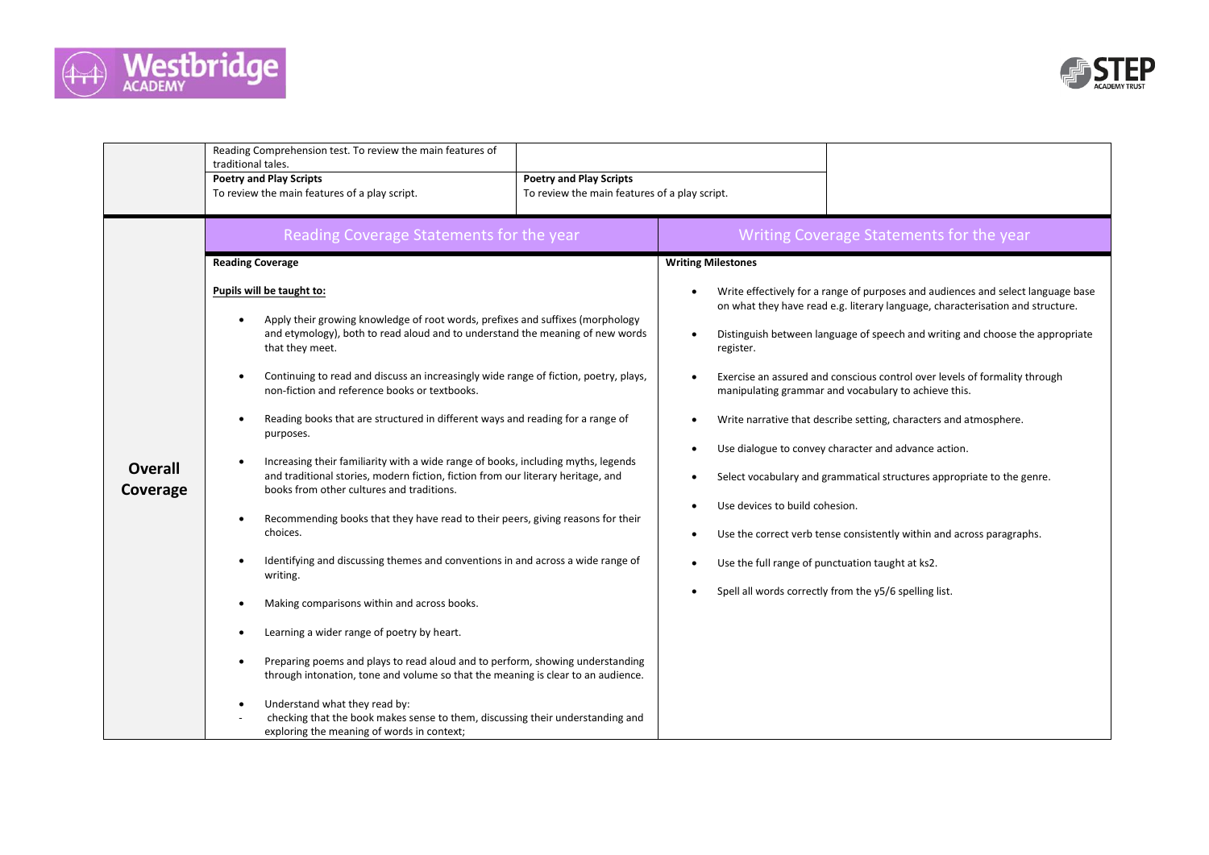| | | | |
|---|---|---|---|
| | Reading Comprehension test. To review the main features of traditional tales.<br>**Poetry and Play Scripts**<br>To review the main features of a play script. | **Poetry and Play Scripts**<br>To review the main features of a play script. | |

| | Reading Coverage Statements for the year | Writing Coverage Statements for the year |
|---|---|---|
| **Overall Coverage** | **Reading Coverage**<br><br>**Pupils will be taught to:**<br><br>• Apply their growing knowledge of root words, prefixes and suffixes (morphology and etymology), both to read aloud and to understand the meaning of new words that they meet.<br><br>• Continuing to read and discuss an increasingly wide range of fiction, poetry, plays, non-fiction and reference books or textbooks.<br><br>• Reading books that are structured in different ways and reading for a range of purposes.<br><br>• Increasing their familiarity with a wide range of books, including myths, legends and traditional stories, modern fiction, fiction from our literary heritage, and books from other cultures and traditions.<br><br>• Recommending books that they have read to their peers, giving reasons for their choices.<br><br>• Identifying and discussing themes and conventions in and across a wide range of writing.<br><br>• Making comparisons within and across books.<br><br>• Learning a wider range of poetry by heart.<br><br>• Preparing poems and plays to read aloud and to perform, showing understanding through intonation, tone and volume so that the meaning is clear to an audience.<br><br>• Understand what they read by:<br>- checking that the book makes sense to them, discussing their understanding and exploring the meaning of words in context; | **Writing Milestones**<br><br>• Write effectively for a range of purposes and audiences and select language base on what they have read e.g. literary language, characterisation and structure.<br><br>• Distinguish between language of speech and writing and choose the appropriate register.<br><br>• Exercise an assured and conscious control over levels of formality through manipulating grammar and vocabulary to achieve this.<br><br>• Write narrative that describe setting, characters and atmosphere.<br><br>• Use dialogue to convey character and advance action.<br><br>• Select vocabulary and grammatical structures appropriate to the genre.<br><br>• Use devices to build cohesion.<br><br>• Use the correct verb tense consistently within and across paragraphs.<br><br>• Use the full range of punctuation taught at ks2.<br><br>• Spell all words correctly from the y5/6 spelling list. |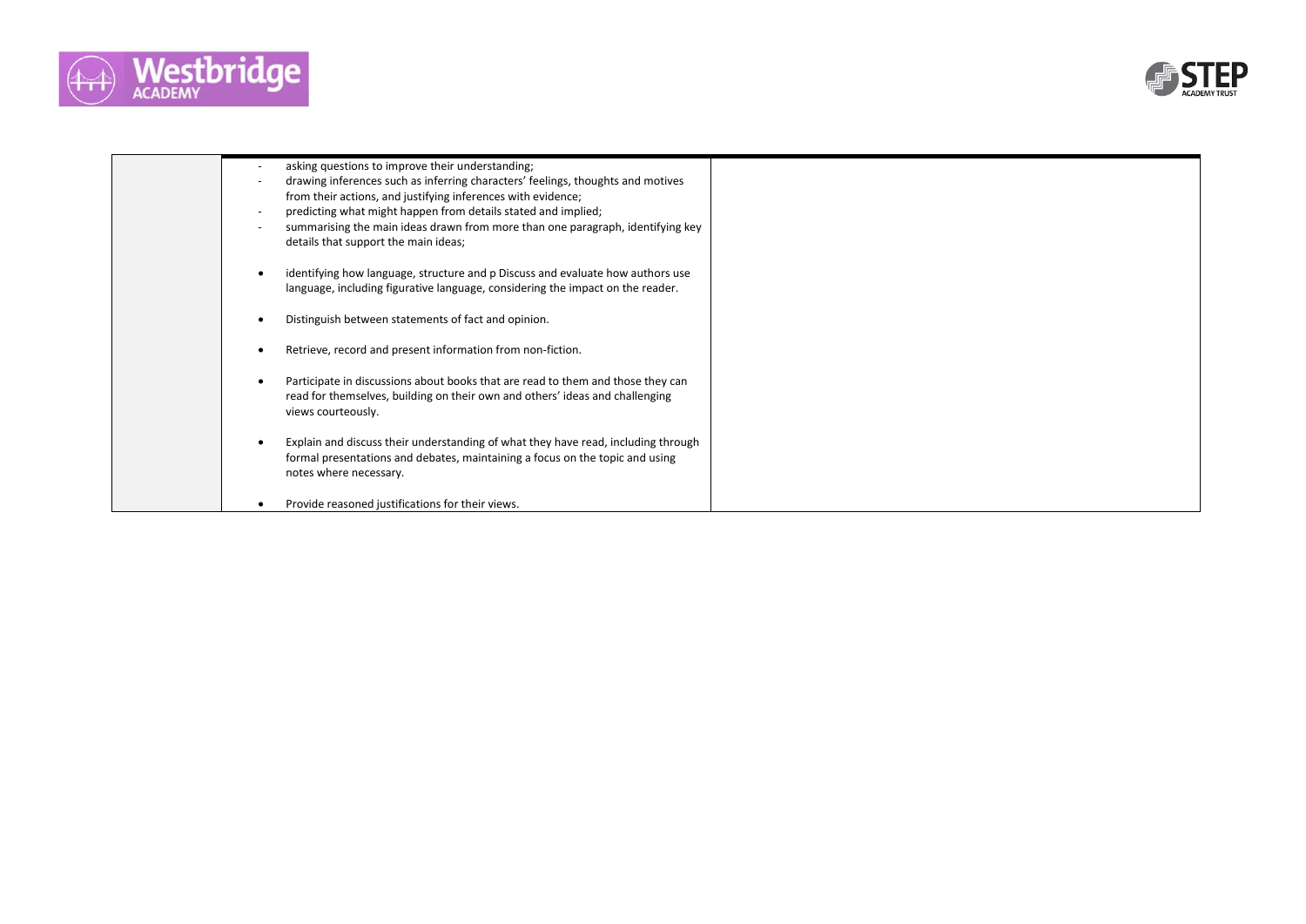| | | |
|---|---|---|
| | - asking questions to improve their understanding;<br>- drawing inferences such as inferring characters' feelings, thoughts and motives from their actions, and justifying inferences with evidence;<br>- predicting what might happen from details stated and implied;<br>- summarising the main ideas drawn from more than one paragraph, identifying key details that support the main ideas;<br><br>• identifying how language, structure and p Discuss and evaluate how authors use language, including figurative language, considering the impact on the reader.<br><br>• Distinguish between statements of fact and opinion.<br><br>• Retrieve, record and present information from non-fiction.<br><br>• Participate in discussions about books that are read to them and those they can read for themselves, building on their own and others' ideas and challenging views courteously.<br><br>• Explain and discuss their understanding of what they have read, including through formal presentations and debates, maintaining a focus on the topic and using notes where necessary.<br><br>• Provide reasoned justifications for their views. | |